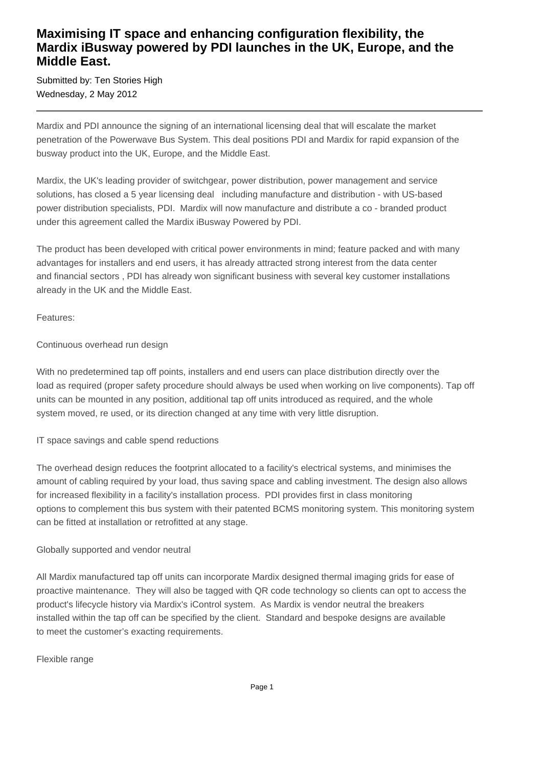# Maximising IT space and enhancing configuration flexibility, the Mardix iBusway powered by PDI launches in the UK, Europe, and the Middle East.

Submitted by: Ten Stories High
Wednesday, 2 May 2012

---

Mardix and PDI announce the signing of an international licensing deal that will escalate the market penetration of the Powerwave Bus System. This deal positions PDI and Mardix for rapid expansion of the busway product into the UK, Europe, and the Middle East.

Mardix, the UK's leading provider of switchgear, power distribution, power management and service solutions, has closed a 5 year licensing deal including manufacture and distribution - with US-based power distribution specialists, PDI. Mardix will now manufacture and distribute a co - branded product under this agreement called the Mardix iBusway Powered by PDI.

The product has been developed with critical power environments in mind; feature packed and with many advantages for installers and end users, it has already attracted strong interest from the data center and financial sectors , PDI has already won significant business with several key customer installations already in the UK and the Middle East.

Features:

Continuous overhead run design

With no predetermined tap off points, installers and end users can place distribution directly over the load as required (proper safety procedure should always be used when working on live components). Tap off units can be mounted in any position, additional tap off units introduced as required, and the whole system moved, re used, or its direction changed at any time with very little disruption.

IT space savings and cable spend reductions

The overhead design reduces the footprint allocated to a facility's electrical systems, and minimises the amount of cabling required by your load, thus saving space and cabling investment. The design also allows for increased flexibility in a facility's installation process. PDI provides first in class monitoring options to complement this bus system with their patented BCMS monitoring system. This monitoring system can be fitted at installation or retrofitted at any stage.

Globally supported and vendor neutral

All Mardix manufactured tap off units can incorporate Mardix designed thermal imaging grids for ease of proactive maintenance. They will also be tagged with QR code technology so clients can opt to access the product's lifecycle history via Mardix's iControl system. As Mardix is vendor neutral the breakers installed within the tap off can be specified by the client. Standard and bespoke designs are available to meet the customer's exacting requirements.

Flexible range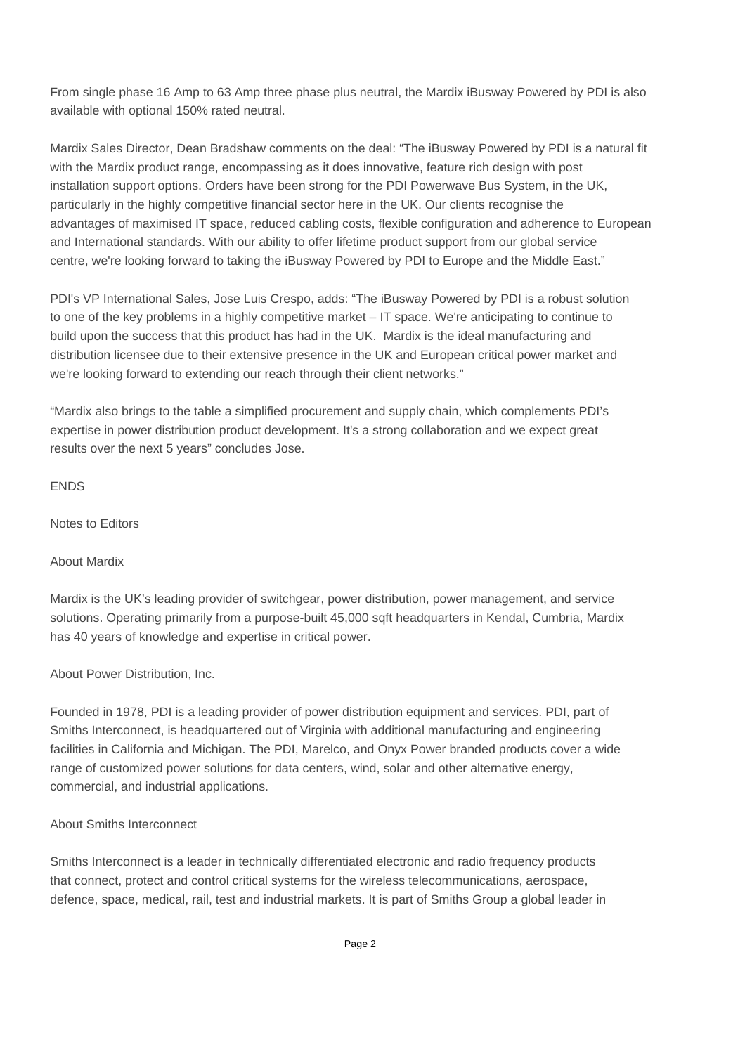From single phase 16 Amp to 63 Amp three phase plus neutral, the Mardix iBusway Powered by PDI is also available with optional 150% rated neutral.

Mardix Sales Director, Dean Bradshaw comments on the deal: “The iBusway Powered by PDI is a natural fit with the Mardix product range, encompassing as it does innovative, feature rich design with post installation support options. Orders have been strong for the PDI Powerwave Bus System, in the UK, particularly in the highly competitive financial sector here in the UK. Our clients recognise the advantages of maximised IT space, reduced cabling costs, flexible configuration and adherence to European and International standards. With our ability to offer lifetime product support from our global service centre, we're looking forward to taking the iBusway Powered by PDI to Europe and the Middle East.”

PDI's VP International Sales, Jose Luis Crespo, adds: “The iBusway Powered by PDI is a robust solution to one of the key problems in a highly competitive market – IT space. We're anticipating to continue to build upon the success that this product has had in the UK.  Mardix is the ideal manufacturing and distribution licensee due to their extensive presence in the UK and European critical power market and we're looking forward to extending our reach through their client networks.”

“Mardix also brings to the table a simplified procurement and supply chain, which complements PDI’s expertise in power distribution product development. It's a strong collaboration and we expect great results over the next 5 years” concludes Jose.

ENDS

Notes to Editors

About Mardix

Mardix is the UK’s leading provider of switchgear, power distribution, power management, and service solutions. Operating primarily from a purpose-built 45,000 sqft headquarters in Kendal, Cumbria, Mardix has 40 years of knowledge and expertise in critical power.

About Power Distribution, Inc.

Founded in 1978, PDI is a leading provider of power distribution equipment and services. PDI, part of Smiths Interconnect, is headquartered out of Virginia with additional manufacturing and engineering facilities in California and Michigan. The PDI, Marelco, and Onyx Power branded products cover a wide range of customized power solutions for data centers, wind, solar and other alternative energy, commercial, and industrial applications.

About Smiths Interconnect

Smiths Interconnect is a leader in technically differentiated electronic and radio frequency products that connect, protect and control critical systems for the wireless telecommunications, aerospace, defence, space, medical, rail, test and industrial markets. It is part of Smiths Group a global leader in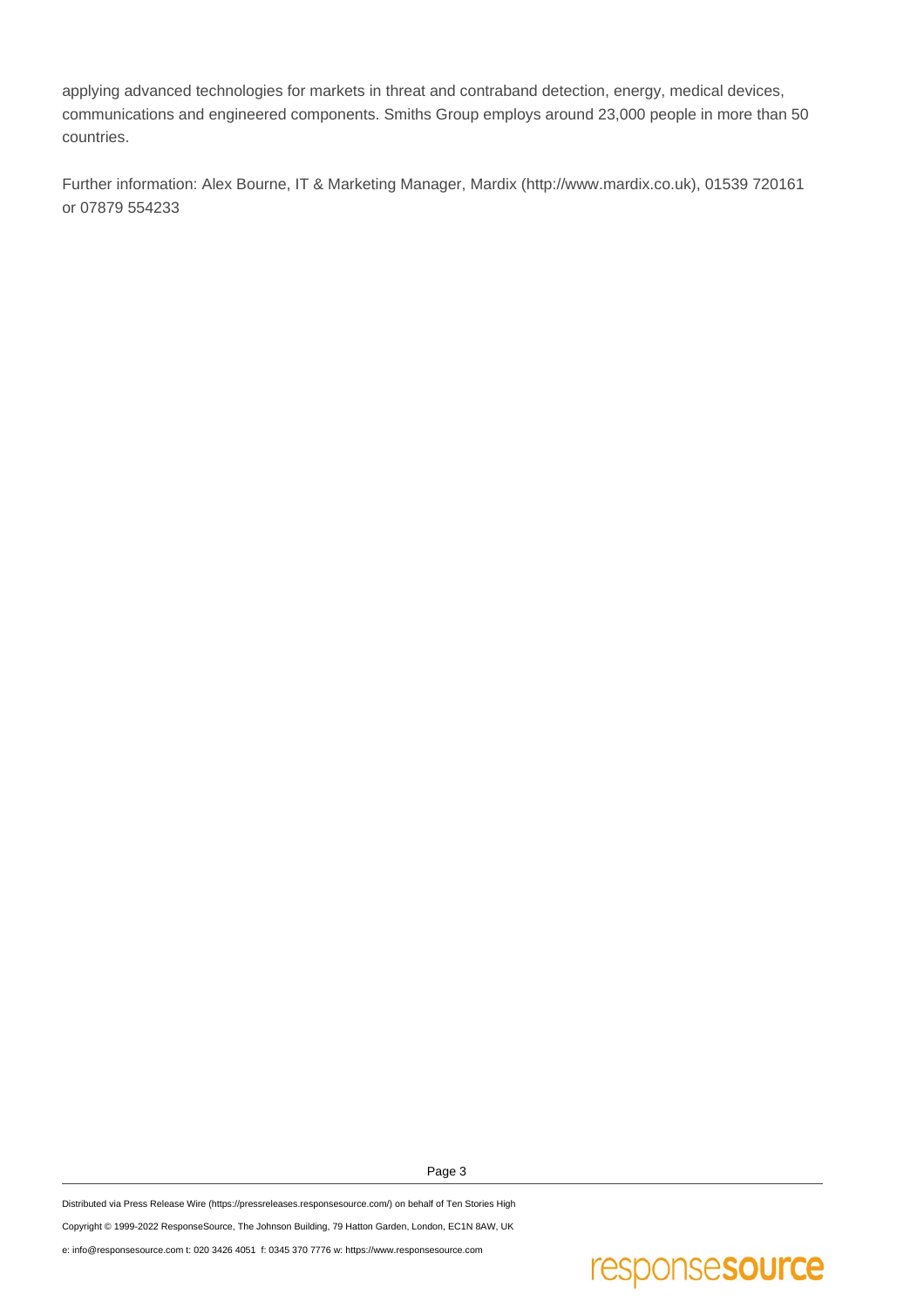applying advanced technologies for markets in threat and contraband detection, energy, medical devices, communications and engineered components. Smiths Group employs around 23,000 people in more than 50 countries.

Further information: Alex Bourne, IT & Marketing Manager, Mardix (http://www.mardix.co.uk), 01539 720161 or 07879 554233